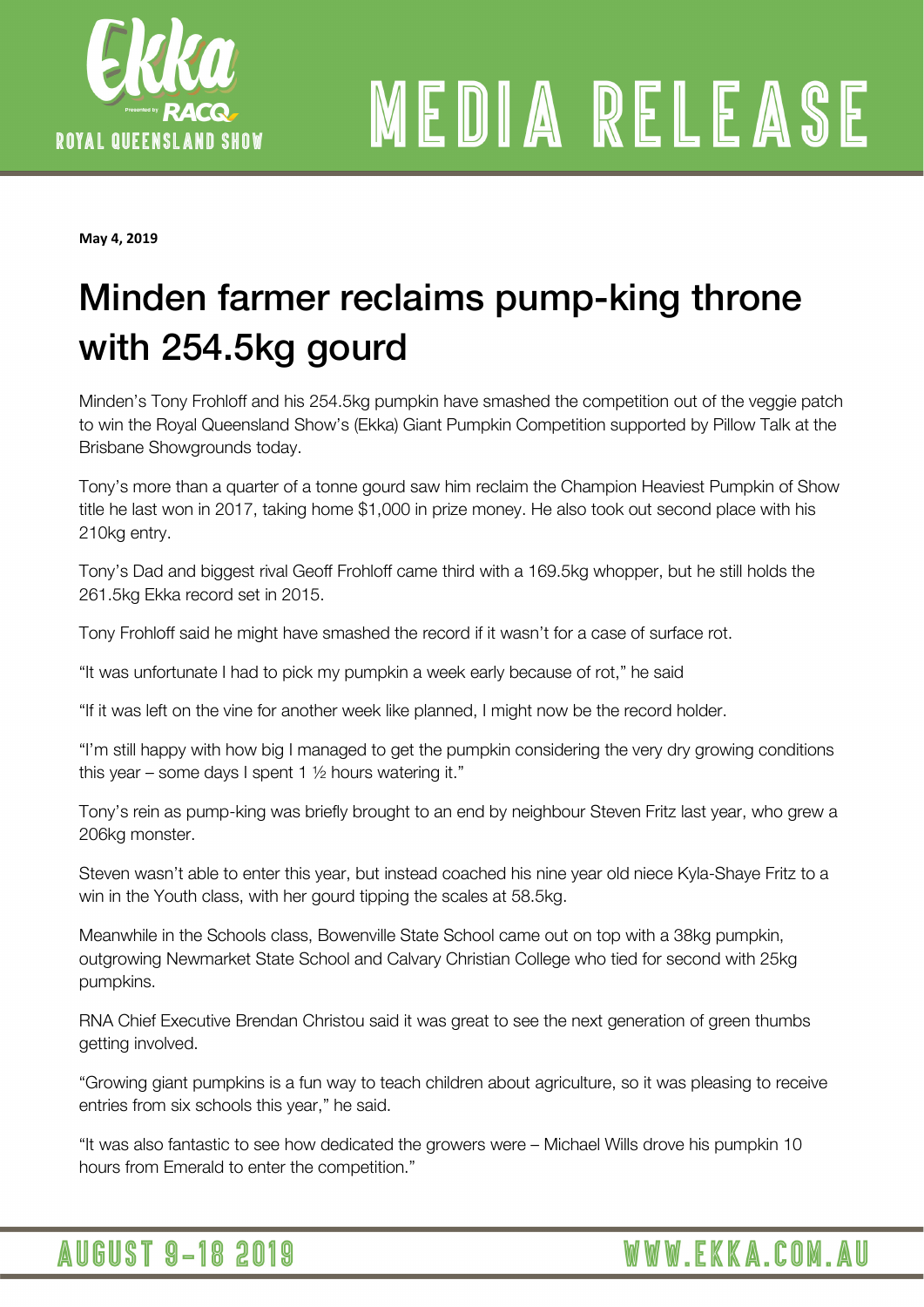# MEDIA RELEASE

**May 4, 2019**

## Minden farmer reclaims pump-king throne with 254.5kg gourd

Minden's Tony Frohloff and his 254.5kg pumpkin have smashed the competition out of the veggie patch to win the Royal Queensland Show's (Ekka) Giant Pumpkin Competition supported by Pillow Talk at the Brisbane Showgrounds today.

Tony's more than a quarter of a tonne gourd saw him reclaim the Champion Heaviest Pumpkin of Show title he last won in 2017, taking home $1,000 in prize money. He also took out second place with his 210kg entry.

Tony's Dad and biggest rival Geoff Frohloff came third with a 169.5kg whopper, but he still holds the 261.5kg Ekka record set in 2015.

Tony Frohloff said he might have smashed the record if it wasn't for a case of surface rot.

"It was unfortunate I had to pick my pumpkin a week early because of rot," he said

"If it was left on the vine for another week like planned, I might now be the record holder.

"I'm still happy with how big I managed to get the pumpkin considering the very dry growing conditions this year – some days I spent 1 ½ hours watering it."

Tony's rein as pump-king was briefly brought to an end by neighbour Steven Fritz last year, who grew a 206kg monster.

Steven wasn't able to enter this year, but instead coached his nine year old niece Kyla-Shaye Fritz to a win in the Youth class, with her gourd tipping the scales at 58.5kg.

Meanwhile in the Schools class, Bowenville State School came out on top with a 38kg pumpkin, outgrowing Newmarket State School and Calvary Christian College who tied for second with 25kg pumpkins.

RNA Chief Executive Brendan Christou said it was great to see the next generation of green thumbs getting involved.

"Growing giant pumpkins is a fun way to teach children about agriculture, so it was pleasing to receive entries from six schools this year," he said.

"It was also fantastic to see how dedicated the growers were – Michael Wills drove his pumpkin 10 hours from Emerald to enter the competition."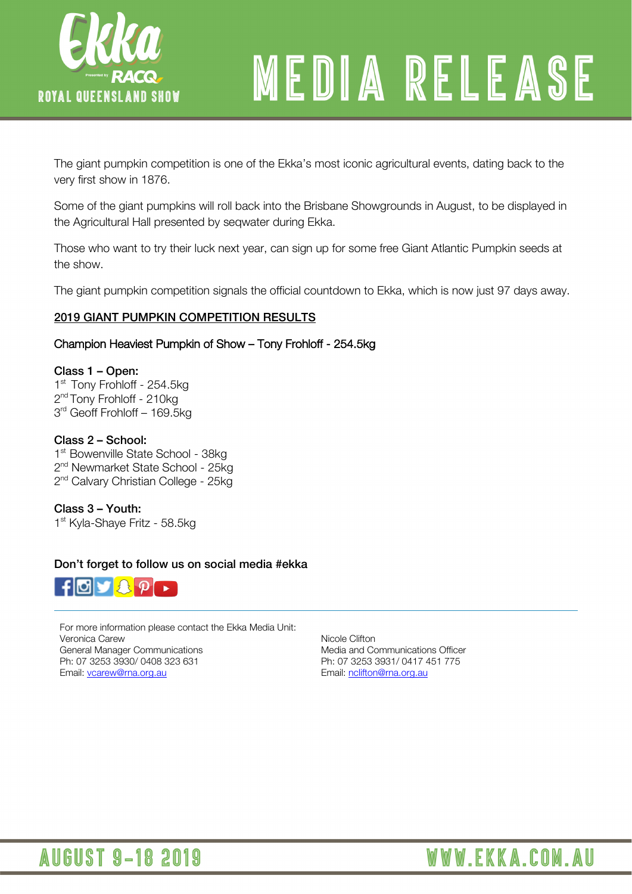The giant pumpkin competition is one of the Ekka's most iconic agricultural events, dating back to the very first show in 1876.

Some of the giant pumpkins will roll back into the Brisbane Showgrounds in August, to be displayed in the Agricultural Hall presented by seqwater during Ekka.

Those who want to try their luck next year, can sign up for some free Giant Atlantic Pumpkin seeds at the show.

The giant pumpkin competition signals the official countdown to Ekka, which is now just 97 days away.

**2019 GIANT PUMPKIN COMPETITION RESULTS**

Champion Heaviest Pumpkin of Show – Tony Frohloff - 254.5kg

**Class 1 – Open:**
1st Tony Frohloff - 254.5kg
2nd Tony Frohloff - 210kg
3rd Geoff Frohloff – 169.5kg

**Class 2 – School:**
1st Bowenville State School - 38kg
2nd Newmarket State School - 25kg
2nd Calvary Christian College - 25kg

**Class 3 – Youth:**
1st Kyla-Shaye Fritz - 58.5kg

**Don't forget to follow us on social media #ekka**

For more information please contact the Ekka Media Unit:
Veronica Carew
General Manager Communications
Ph: 07 3253 3930/ 0408 323 631
Email: vcarew@rna.org.au

Nicole Clifton
Media and Communications Officer
Ph: 07 3253 3931/ 0417 451 775
Email: nclifton@rna.org.au